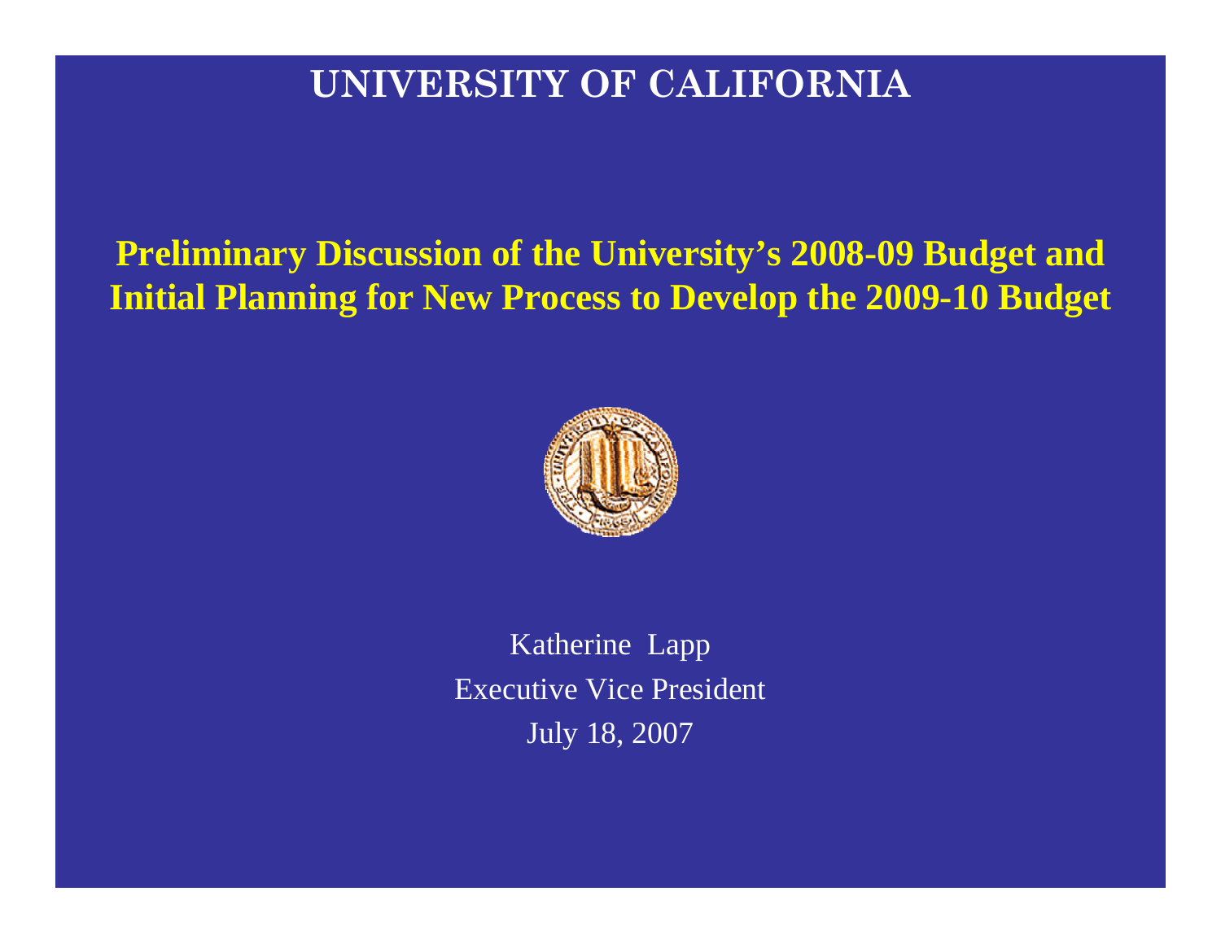# UNIVERSITY OF CALIFORNIA

## Preliminary Discussion of the University's 2008-09 Budget and Initial Planning for New Process to Develop the 2009-10 Budget

Katherine Lapp
Executive Vice President
July 18, 2007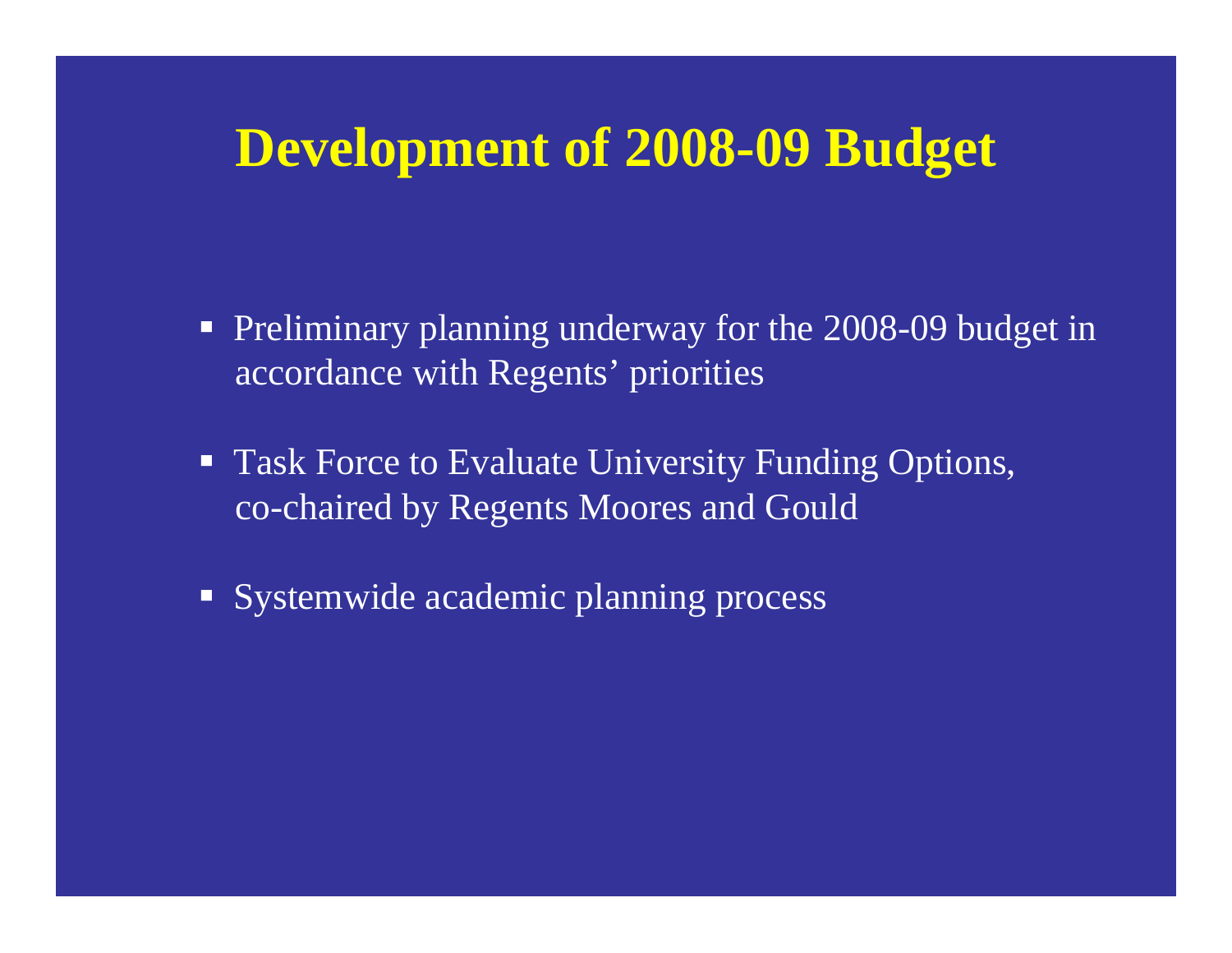# Development of 2008-09 Budget

- Preliminary planning underway for the 2008-09 budget in accordance with Regents' priorities
- Task Force to Evaluate University Funding Options, co-chaired by Regents Moores and Gould
- Systemwide academic planning process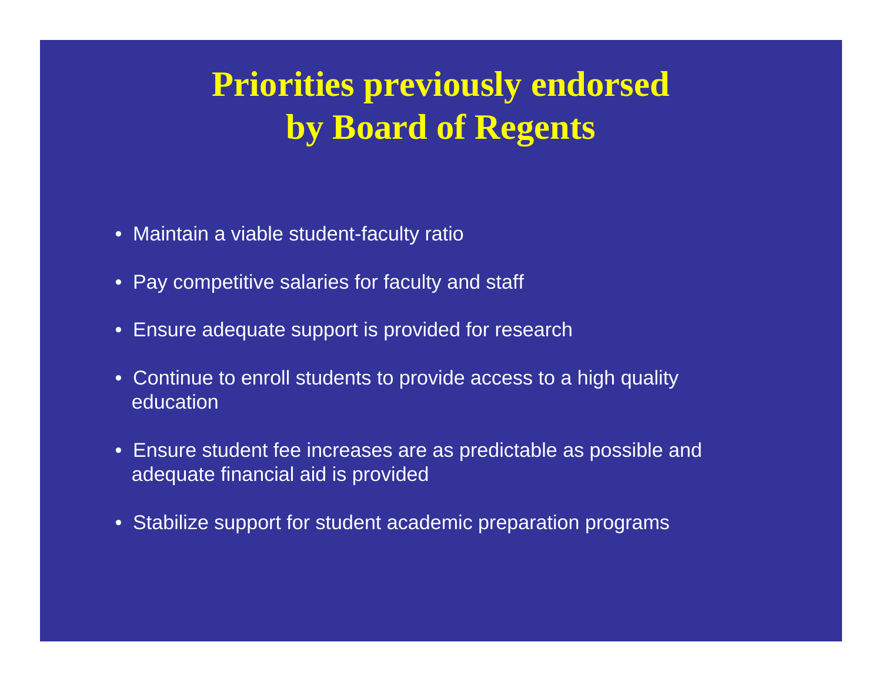# Priorities previously endorsed by Board of Regents

- Maintain a viable student-faculty ratio
- Pay competitive salaries for faculty and staff
- Ensure adequate support is provided for research
- Continue to enroll students to provide access to a high quality education
- Ensure student fee increases are as predictable as possible and adequate financial aid is provided
- Stabilize support for student academic preparation programs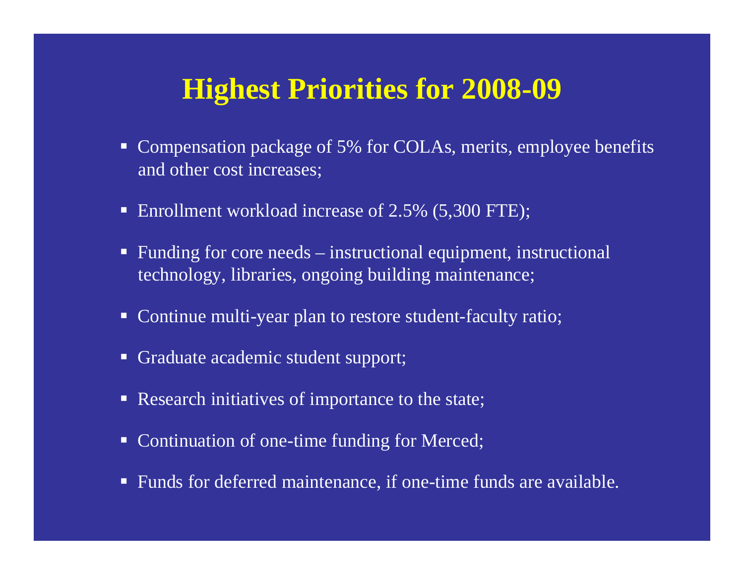# Highest Priorities for 2008-09

- Compensation package of 5% for COLAs, merits, employee benefits and other cost increases;
- Enrollment workload increase of 2.5% (5,300 FTE);
- Funding for core needs – instructional equipment, instructional technology, libraries, ongoing building maintenance;
- Continue multi-year plan to restore student-faculty ratio;
- Graduate academic student support;
- Research initiatives of importance to the state;
- Continuation of one-time funding for Merced;
- Funds for deferred maintenance, if one-time funds are available.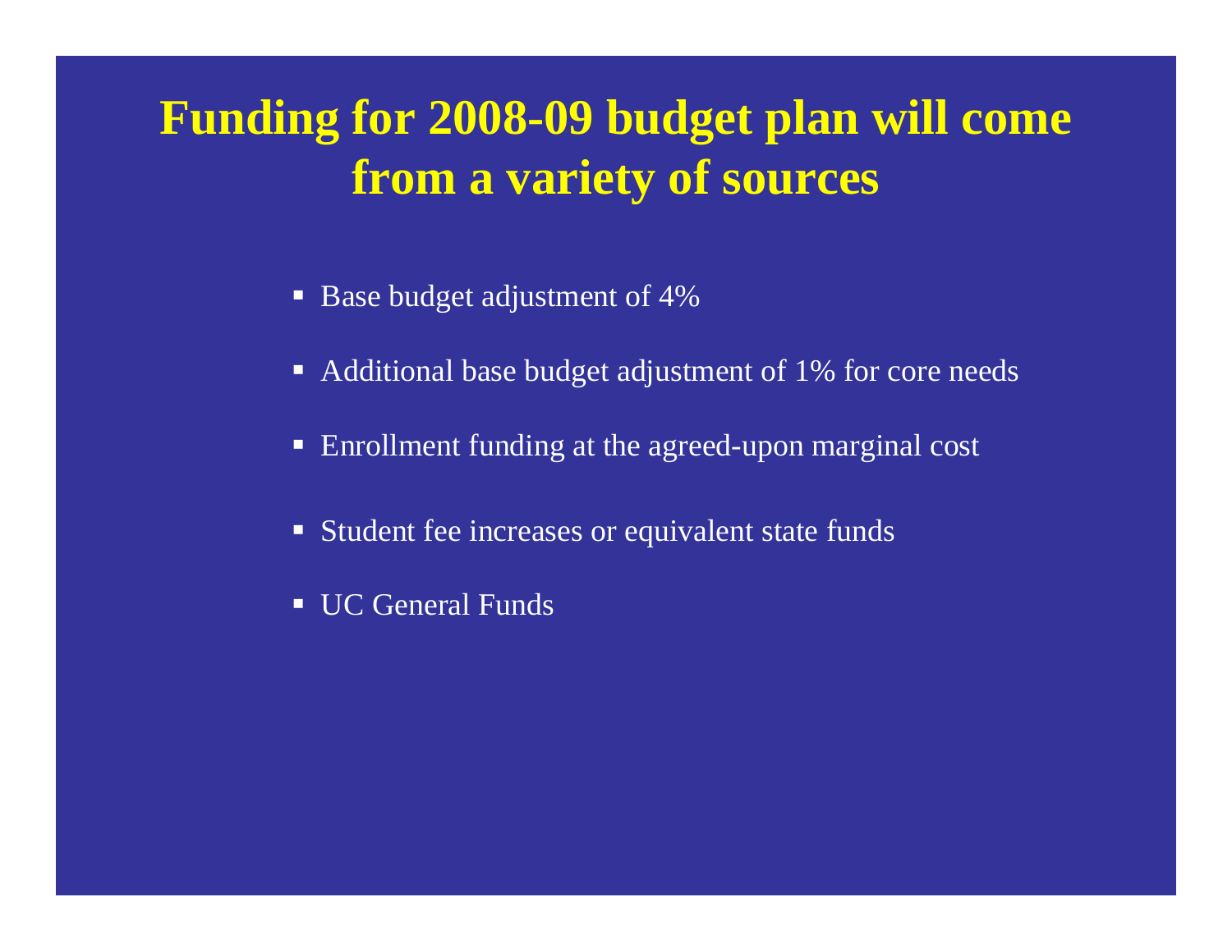# Funding for 2008-09 budget plan will come from a variety of sources

- Base budget adjustment of 4%
- Additional base budget adjustment of 1% for core needs
- Enrollment funding at the agreed-upon marginal cost
- Student fee increases or equivalent state funds
- UC General Funds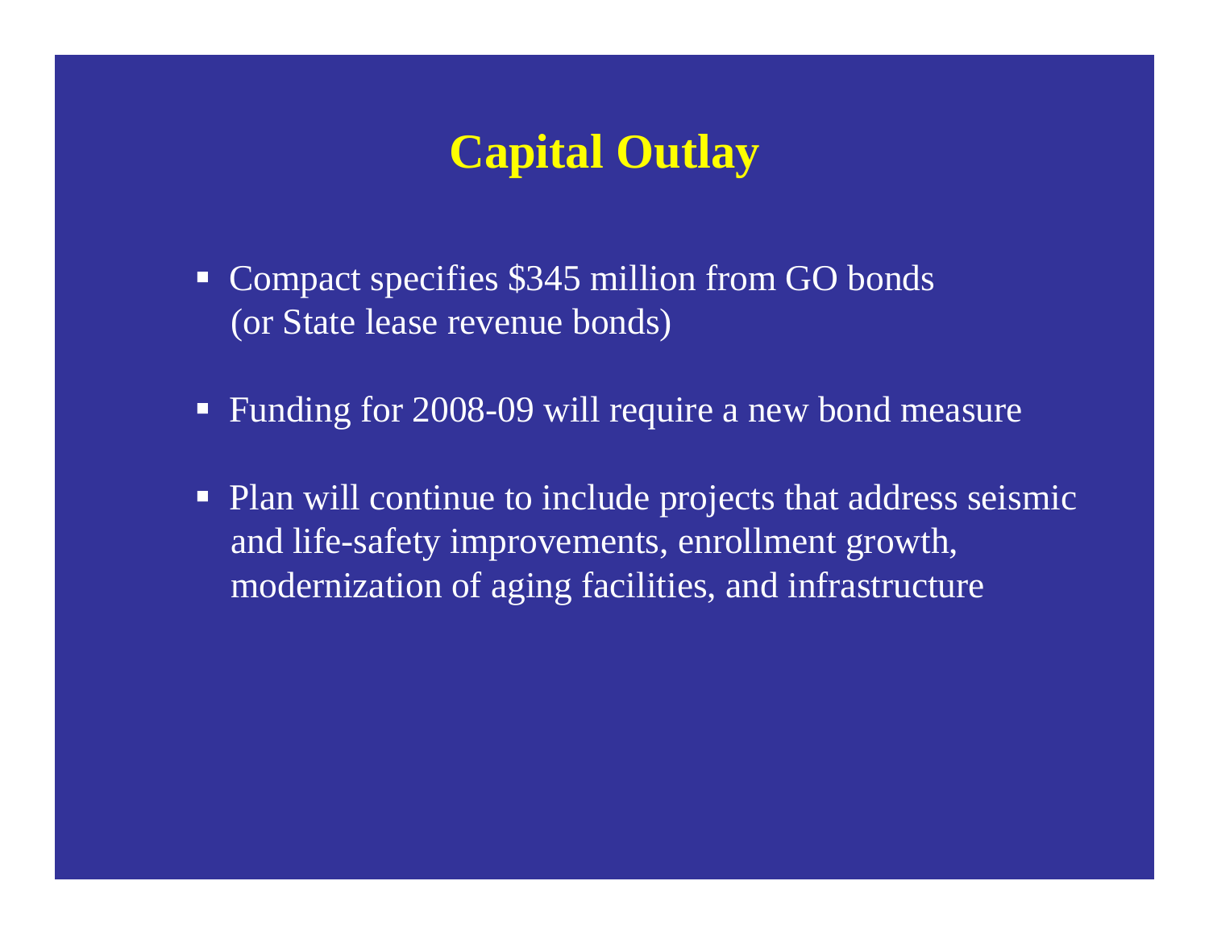# Capital Outlay

- Compact specifies $345 million from GO bonds (or State lease revenue bonds)
- Funding for 2008-09 will require a new bond measure
- Plan will continue to include projects that address seismic and life-safety improvements, enrollment growth, modernization of aging facilities, and infrastructure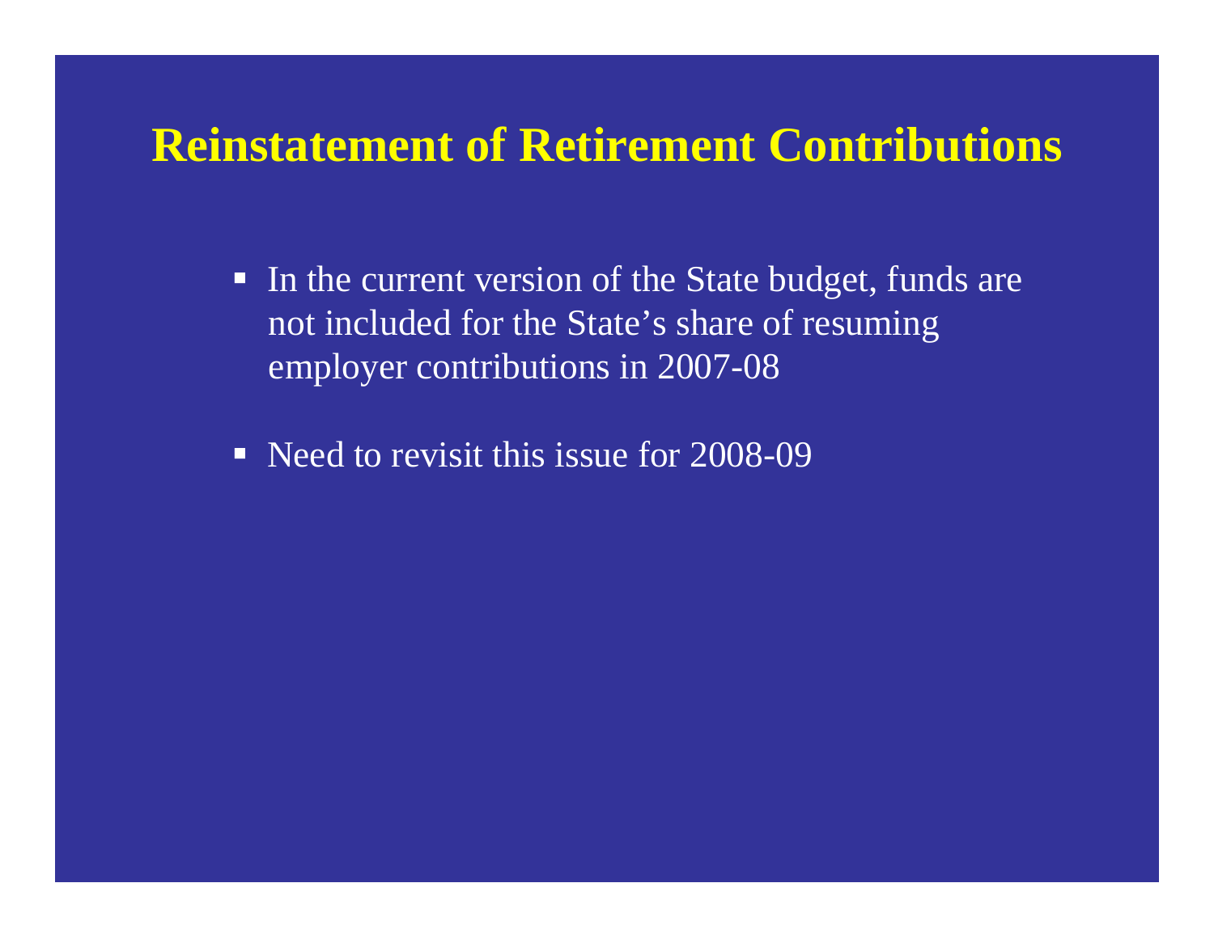# Reinstatement of Retirement Contributions

- In the current version of the State budget, funds are not included for the State's share of resuming employer contributions in 2007-08
- Need to revisit this issue for 2008-09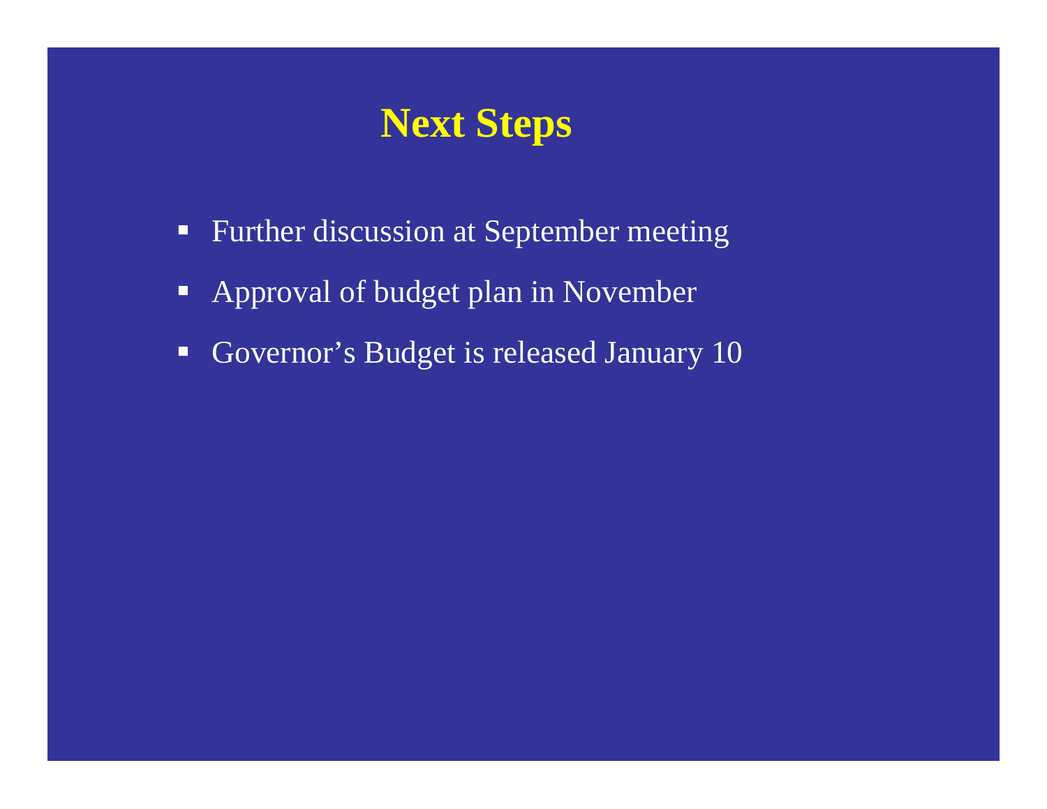# Next Steps

- Further discussion at September meeting
- Approval of budget plan in November
- Governor’s Budget is released January 10